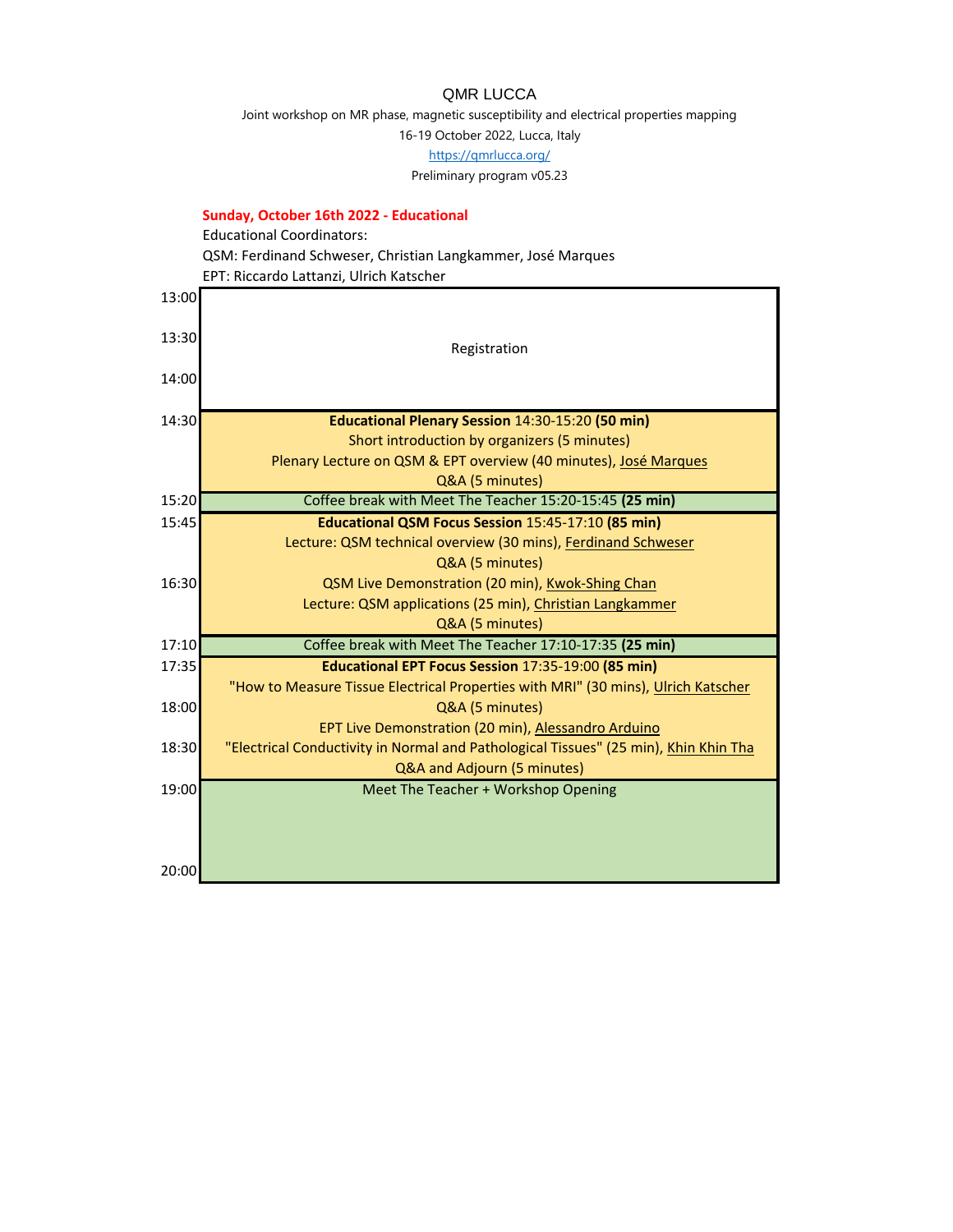# QMR LUCCA

Joint workshop on MR phase, magnetic susceptibility and electrical properties mapping

16-19 October 2022, Lucca, Italy

https://qmrlucca.org/

Preliminary program v05.23

## Sunday, October 16th 2022 - Educational

Educational Coordinators:

QSM: Ferdinand Schweser, Christian Langkammer, José Marques

EPT: Riccardo Lattanzi, Ulrich Katscher

| Time | Program |
|---|---|
| 13:00 | Registration |
| 13:30 | |
| 14:00 | |
| 14:30 | **Educational Plenary Session** 14:30-15:20 **(50 min)**<br>Short introduction by organizers (5 minutes)<br>Plenary Lecture on QSM & EPT overview (40 minutes), José Marques<br>Q&A (5 minutes) |
| 15:20 | Coffee break with Meet The Teacher 15:20-15:45 **(25 min)** |
| 15:45 | **Educational QSM Focus Session** 15:45-17:10 **(85 min)**<br>Lecture: QSM technical overview (30 mins), Ferdinand Schweser<br>Q&A (5 minutes) |
| 16:30 | QSM Live Demonstration (20 min), Kwok-Shing Chan<br>Lecture: QSM applications (25 min), Christian Langkammer<br>Q&A (5 minutes) |
| 17:10 | Coffee break with Meet The Teacher 17:10-17:35 **(25 min)** |
| 17:35 | **Educational EPT Focus Session** 17:35-19:00 **(85 min)**<br>"How to Measure Tissue Electrical Properties with MRI" (30 mins), Ulrich Katscher |
| 18:00 | Q&A (5 minutes)<br>EPT Live Demonstration (20 min), Alessandro Arduino |
| 18:30 | "Electrical Conductivity in Normal and Pathological Tissues" (25 min), Khin Khin Tha<br>Q&A and Adjourn (5 minutes) |
| 19:00 | Meet The Teacher + Workshop Opening |
| 20:00 | |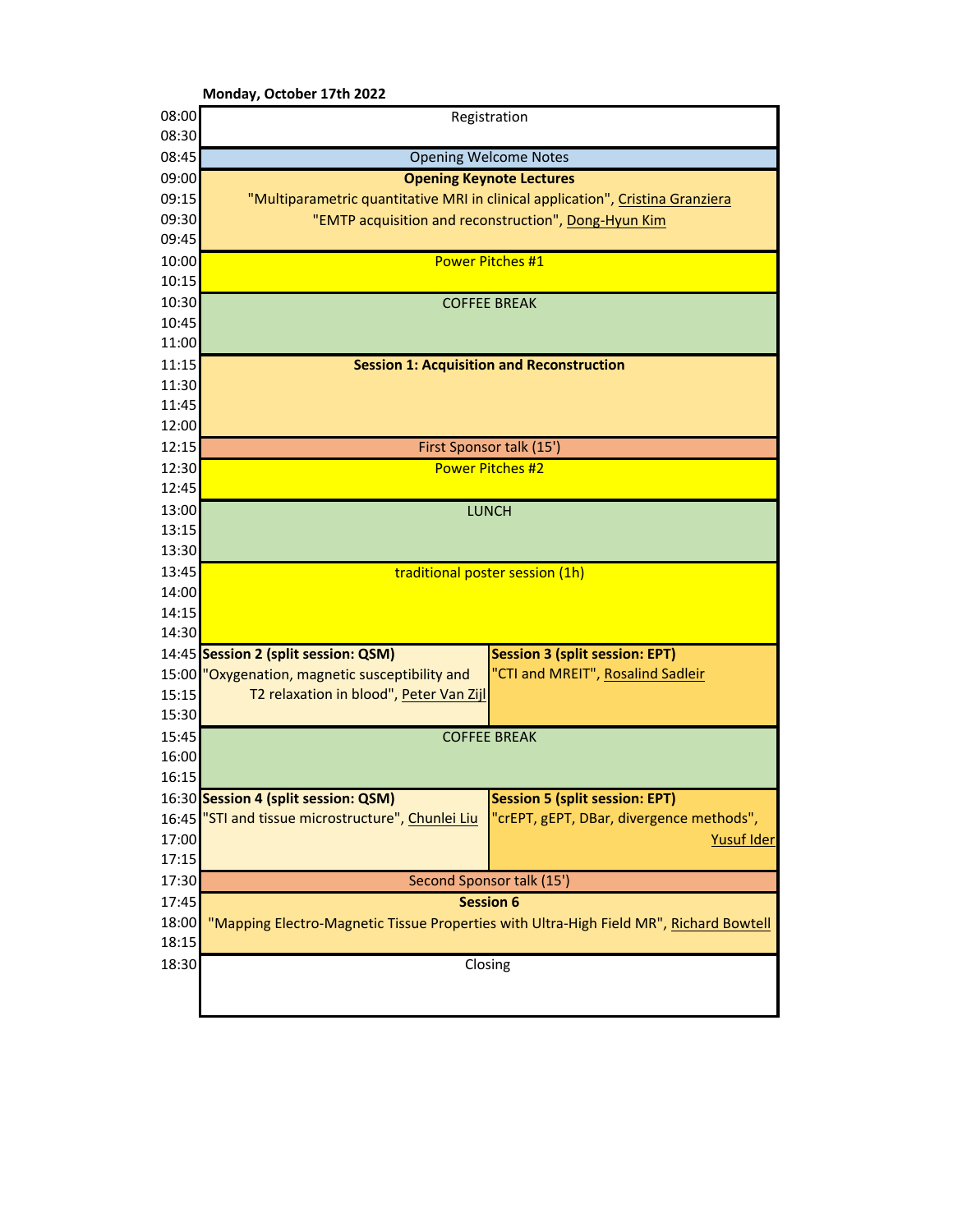**Monday, October 17th 2022**

| Time | QSM | EPT |
|---|---|---|
| 08:00 | Registration | |
| 08:30 | | |
| 08:45 | Opening Welcome Notes | |
| 09:00 | **Opening Keynote Lectures** | |
| 09:15 | "Multiparametric quantitative MRI in clinical application", Cristina Granziera | |
| 09:30 | "EMTP acquisition and reconstruction", Dong-Hyun Kim | |
| 09:45 | | |
| 10:00 | Power Pitches #1 | |
| 10:15 | | |
| 10:30 | COFFEE BREAK | |
| 10:45 | | |
| 11:00 | | |
| 11:15 | **Session 1: Acquisition and Reconstruction** | |
| 11:30 | | |
| 11:45 | | |
| 12:00 | | |
| 12:15 | First Sponsor talk (15') | |
| 12:30 | Power Pitches #2 | |
| 12:45 | | |
| 13:00 | LUNCH | |
| 13:15 | | |
| 13:30 | | |
| 13:45 | traditional poster session (1h) | |
| 14:00 | | |
| 14:15 | | |
| 14:30 | | |
| 14:45 | **Session 2 (split session: QSM)** | **Session 3 (split session: EPT)** |
| 15:00 | "Oxygenation, magnetic susceptibility and | "CTI and MREIT", Rosalind Sadleir |
| 15:15 | T2 relaxation in blood", Peter Van Zijl | |
| 15:30 | | |
| 15:45 | COFFEE BREAK | |
| 16:00 | | |
| 16:15 | | |
| 16:30 | **Session 4 (split session: QSM)** | **Session 5 (split session: EPT)** |
| 16:45 | "STI and tissue microstructure", Chunlei Liu | "crEPT, gEPT, DBar, divergence methods", |
| 17:00 | | Yusuf Ider |
| 17:15 | | |
| 17:30 | Second Sponsor talk (15') | |
| 17:45 | **Session 6** | |
| 18:00 | "Mapping Electro-Magnetic Tissue Properties with Ultra-High Field MR", Richard Bowtell | |
| 18:15 | | |
| 18:30 | Closing | |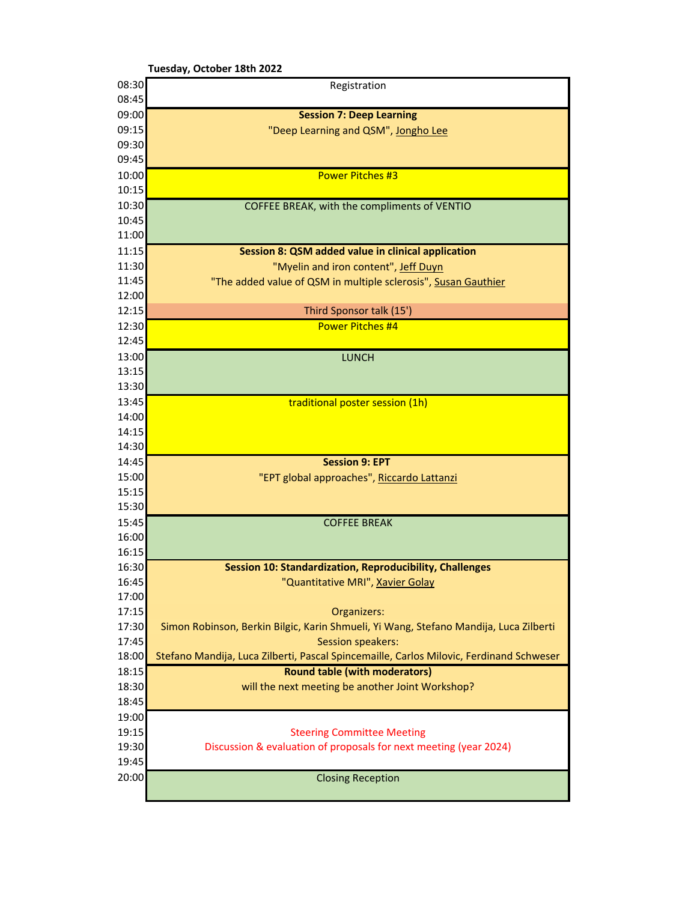**Tuesday, October 18th 2022**

| Time | Program |
|---|---|
| 08:30 | Registration |
| 08:45 | |
| 09:00 | **Session 7: Deep Learning** |
| 09:15 | "Deep Learning and QSM", Jongho Lee |
| 09:30 | |
| 09:45 | |
| 10:00 | Power Pitches #3 |
| 10:15 | |
| 10:30 | COFFEE BREAK, with the compliments of VENTIO |
| 10:45 | |
| 11:00 | |
| 11:15 | **Session 8: QSM added value in clinical application** |
| 11:30 | "Myelin and iron content", Jeff Duyn |
| 11:45 | "The added value of QSM in multiple sclerosis", Susan Gauthier |
| 12:00 | |
| 12:15 | Third Sponsor talk (15') |
| 12:30 | Power Pitches #4 |
| 12:45 | |
| 13:00 | LUNCH |
| 13:15 | |
| 13:30 | |
| 13:45 | traditional poster session (1h) |
| 14:00 | |
| 14:15 | |
| 14:30 | |
| 14:45 | **Session 9: EPT** |
| 15:00 | "EPT global approaches", Riccardo Lattanzi |
| 15:15 | |
| 15:30 | |
| 15:45 | COFFEE BREAK |
| 16:00 | |
| 16:15 | |
| 16:30 | **Session 10: Standardization, Reproducibility, Challenges** |
| 16:45 | "Quantitative MRI", Xavier Golay |
| 17:00 | |
| 17:15 | Organizers: |
| 17:30 | Simon Robinson, Berkin Bilgic, Karin Shmueli, Yi Wang, Stefano Mandija, Luca Zilberti |
| 17:45 | Session speakers: |
| 18:00 | Stefano Mandija, Luca Zilberti, Pascal Spincemaille, Carlos Milovic, Ferdinand Schweser |
| 18:15 | **Round table (with moderators)** |
| 18:30 | will the next meeting be another Joint Workshop? |
| 18:45 | |
| 19:00 | |
| 19:15 | Steering Committee Meeting |
| 19:30 | Discussion & evaluation of proposals for next meeting (year 2024) |
| 19:45 | |
| 20:00 | Closing Reception |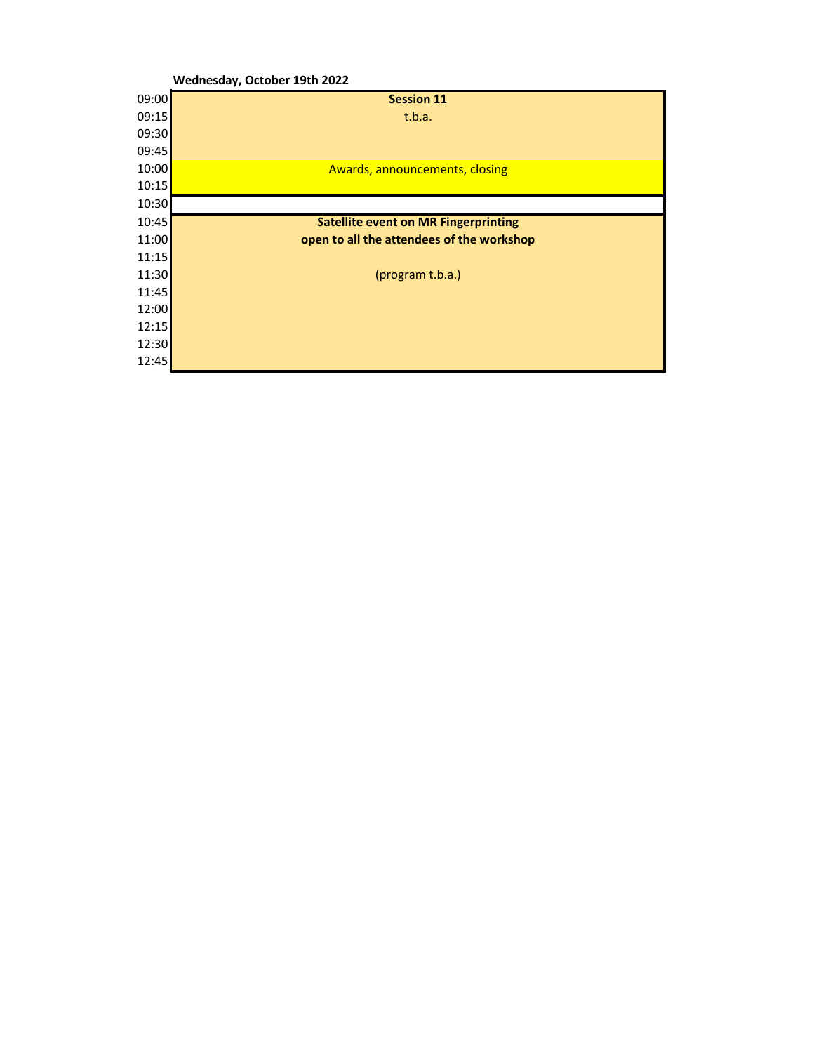**Wednesday, October 19th 2022**

| | |
|---|---|
| 09:00 | **Session 11** |
| 09:15 | t.b.a. |
| 09:30 | |
| 09:45 | |
| 10:00 | Awards, announcements, closing |
| 10:15 | |
| 10:30 | |
| 10:45 | **Satellite event on MR Fingerprinting** |
| 11:00 | **open to all the attendees of the workshop** |
| 11:15 | |
| 11:30 | (program t.b.a.) |
| 11:45 | |
| 12:00 | |
| 12:15 | |
| 12:30 | |
| 12:45 | |